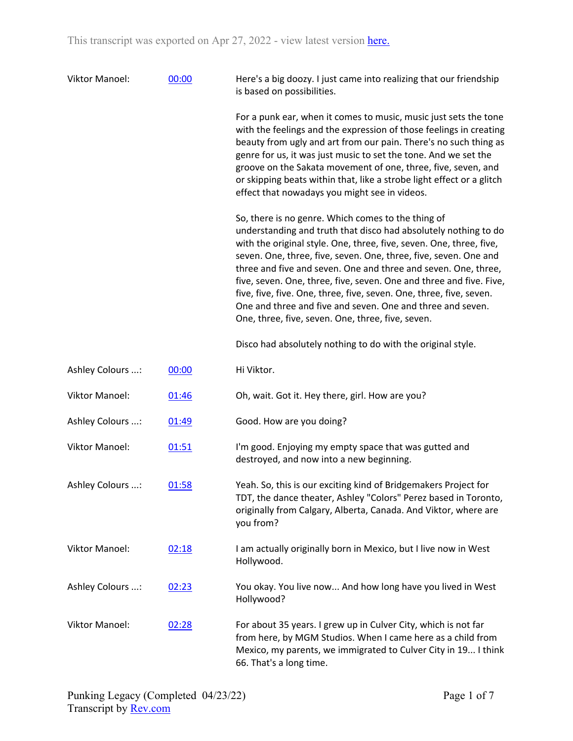This transcript was exported on Apr 27, 2022 - view latest version [here.](#)

| Speaker | Time | Text |
|---|---|---|
| Viktor Manoel: | [00:00](#) | Here's a big doozy. I just came into realizing that our friendship is based on possibilities.<br><br>For a punk ear, when it comes to music, music just sets the tone with the feelings and the expression of those feelings in creating beauty from ugly and art from our pain. There's no such thing as genre for us, it was just music to set the tone. And we set the groove on the Sakata movement of one, three, five, seven, and or skipping beats within that, like a strobe light effect or a glitch effect that nowadays you might see in videos.<br><br>So, there is no genre. Which comes to the thing of understanding and truth that disco had absolutely nothing to do with the original style. One, three, five, seven. One, three, five, seven. One, three, five, seven. One, three, five, seven. One and three and five and seven. One and three and seven. One, three, five, seven. One, three, five, seven. One and three and five. Five, five, five, five. One, three, five, seven. One, three, five, seven. One and three and five and seven. One and three and seven. One, three, five, seven. One, three, five, seven.<br><br>Disco had absolutely nothing to do with the original style. |
| Ashley Colours ...: | [00:00](#) | Hi Viktor. |
| Viktor Manoel: | [01:46](#) | Oh, wait. Got it. Hey there, girl. How are you? |
| Ashley Colours ...: | [01:49](#) | Good. How are you doing? |
| Viktor Manoel: | [01:51](#) | I'm good. Enjoying my empty space that was gutted and destroyed, and now into a new beginning. |
| Ashley Colours ...: | [01:58](#) | Yeah. So, this is our exciting kind of Bridgemakers Project for TDT, the dance theater, Ashley "Colors" Perez based in Toronto, originally from Calgary, Alberta, Canada. And Viktor, where are you from? |
| Viktor Manoel: | [02:18](#) | I am actually originally born in Mexico, but I live now in West Hollywood. |
| Ashley Colours ...: | [02:23](#) | You okay. You live now... And how long have you lived in West Hollywood? |
| Viktor Manoel: | [02:28](#) | For about 35 years. I grew up in Culver City, which is not far from here, by MGM Studios. When I came here as a child from Mexico, my parents, we immigrated to Culver City in 19... I think 66. That's a long time. |

Punking Legacy (Completed 04/23/22)
Transcript by [Rev.com](#)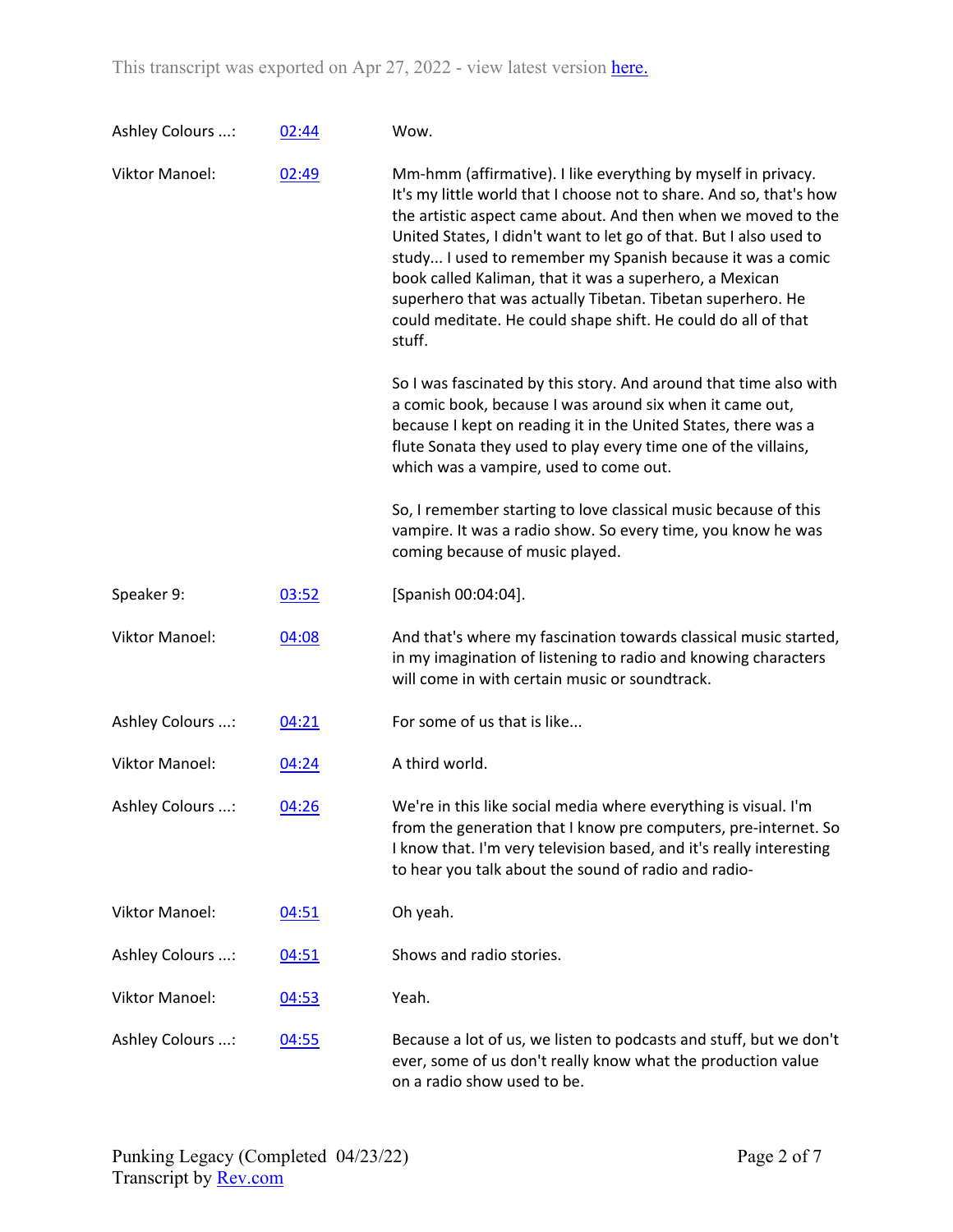This transcript was exported on Apr 27, 2022 - view latest version [here.](#)

| Speaker | Time | Text |
| --- | --- | --- |
| Ashley Colours ...: | [02:44](#) | Wow. |
| Viktor Manoel: | [02:49](#) | Mm-hmm (affirmative). I like everything by myself in privacy. It's my little world that I choose not to share. And so, that's how the artistic aspect came about. And then when we moved to the United States, I didn't want to let go of that. But I also used to study... I used to remember my Spanish because it was a comic book called Kaliman, that it was a superhero, a Mexican superhero that was actually Tibetan. Tibetan superhero. He could meditate. He could shape shift. He could do all of that stuff.<br><br>So I was fascinated by this story. And around that time also with a comic book, because I was around six when it came out, because I kept on reading it in the United States, there was a flute Sonata they used to play every time one of the villains, which was a vampire, used to come out.<br><br>So, I remember starting to love classical music because of this vampire. It was a radio show. So every time, you know he was coming because of music played. |
| Speaker 9: | [03:52](#) | [Spanish 00:04:04]. |
| Viktor Manoel: | [04:08](#) | And that's where my fascination towards classical music started, in my imagination of listening to radio and knowing characters will come in with certain music or soundtrack. |
| Ashley Colours ...: | [04:21](#) | For some of us that is like... |
| Viktor Manoel: | [04:24](#) | A third world. |
| Ashley Colours ...: | [04:26](#) | We're in this like social media where everything is visual. I'm from the generation that I know pre computers, pre-internet. So I know that. I'm very television based, and it's really interesting to hear you talk about the sound of radio and radio- |
| Viktor Manoel: | [04:51](#) | Oh yeah. |
| Ashley Colours ...: | [04:51](#) | Shows and radio stories. |
| Viktor Manoel: | [04:53](#) | Yeah. |
| Ashley Colours ...: | [04:55](#) | Because a lot of us, we listen to podcasts and stuff, but we don't ever, some of us don't really know what the production value on a radio show used to be. |

Punking Legacy (Completed 04/23/22)
Transcript by [Rev.com](#)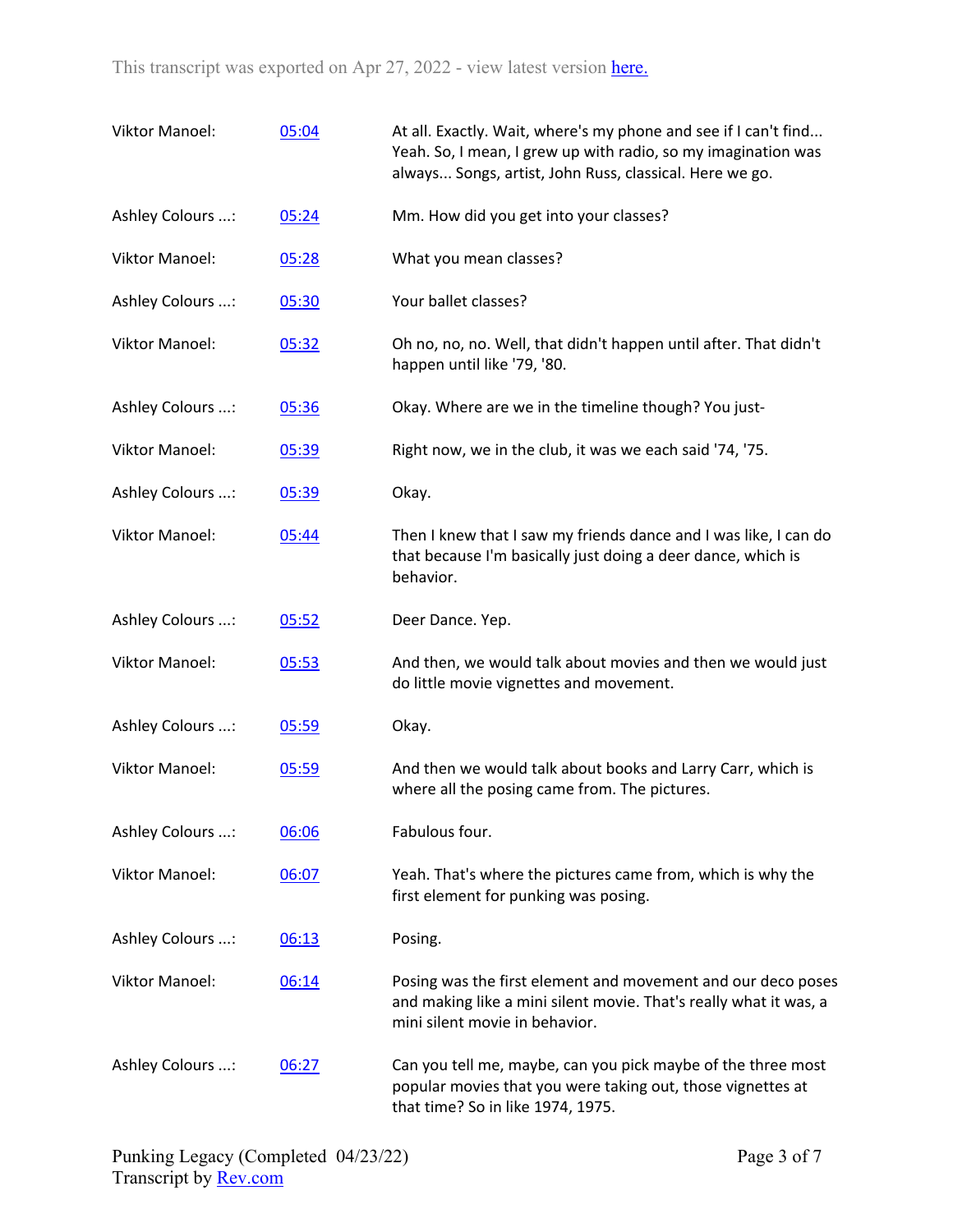| | | |
|---|---|---|
| Viktor Manoel: | 05:04 | At all. Exactly. Wait, where's my phone and see if I can't find... Yeah. So, I mean, I grew up with radio, so my imagination was always... Songs, artist, John Russ, classical. Here we go. |
| Ashley Colours ...: | 05:24 | Mm. How did you get into your classes? |
| Viktor Manoel: | 05:28 | What you mean classes? |
| Ashley Colours ...: | 05:30 | Your ballet classes? |
| Viktor Manoel: | 05:32 | Oh no, no, no. Well, that didn't happen until after. That didn't happen until like '79, '80. |
| Ashley Colours ...: | 05:36 | Okay. Where are we in the timeline though? You just- |
| Viktor Manoel: | 05:39 | Right now, we in the club, it was we each said '74, '75. |
| Ashley Colours ...: | 05:39 | Okay. |
| Viktor Manoel: | 05:44 | Then I knew that I saw my friends dance and I was like, I can do that because I'm basically just doing a deer dance, which is behavior. |
| Ashley Colours ...: | 05:52 | Deer Dance. Yep. |
| Viktor Manoel: | 05:53 | And then, we would talk about movies and then we would just do little movie vignettes and movement. |
| Ashley Colours ...: | 05:59 | Okay. |
| Viktor Manoel: | 05:59 | And then we would talk about books and Larry Carr, which is where all the posing came from. The pictures. |
| Ashley Colours ...: | 06:06 | Fabulous four. |
| Viktor Manoel: | 06:07 | Yeah. That's where the pictures came from, which is why the first element for punking was posing. |
| Ashley Colours ...: | 06:13 | Posing. |
| Viktor Manoel: | 06:14 | Posing was the first element and movement and our deco poses and making like a mini silent movie. That's really what it was, a mini silent movie in behavior. |
| Ashley Colours ...: | 06:27 | Can you tell me, maybe, can you pick maybe of the three most popular movies that you were taking out, those vignettes at that time? So in like 1974, 1975. |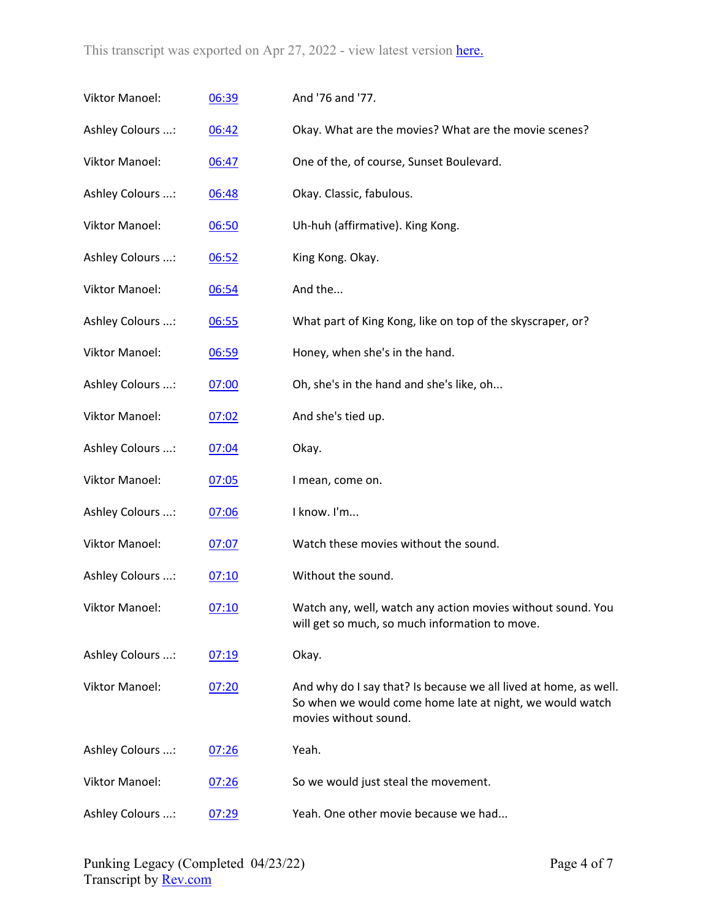| | | |
|---|---|---|
| Viktor Manoel: | 06:39 | And '76 and '77. |
| Ashley Colours ...: | 06:42 | Okay. What are the movies? What are the movie scenes? |
| Viktor Manoel: | 06:47 | One of the, of course, Sunset Boulevard. |
| Ashley Colours ...: | 06:48 | Okay. Classic, fabulous. |
| Viktor Manoel: | 06:50 | Uh-huh (affirmative). King Kong. |
| Ashley Colours ...: | 06:52 | King Kong. Okay. |
| Viktor Manoel: | 06:54 | And the... |
| Ashley Colours ...: | 06:55 | What part of King Kong, like on top of the skyscraper, or? |
| Viktor Manoel: | 06:59 | Honey, when she's in the hand. |
| Ashley Colours ...: | 07:00 | Oh, she's in the hand and she's like, oh... |
| Viktor Manoel: | 07:02 | And she's tied up. |
| Ashley Colours ...: | 07:04 | Okay. |
| Viktor Manoel: | 07:05 | I mean, come on. |
| Ashley Colours ...: | 07:06 | I know. I'm... |
| Viktor Manoel: | 07:07 | Watch these movies without the sound. |
| Ashley Colours ...: | 07:10 | Without the sound. |
| Viktor Manoel: | 07:10 | Watch any, well, watch any action movies without sound. You will get so much, so much information to move. |
| Ashley Colours ...: | 07:19 | Okay. |
| Viktor Manoel: | 07:20 | And why do I say that? Is because we all lived at home, as well. So when we would come home late at night, we would watch movies without sound. |
| Ashley Colours ...: | 07:26 | Yeah. |
| Viktor Manoel: | 07:26 | So we would just steal the movement. |
| Ashley Colours ...: | 07:29 | Yeah. One other movie because we had... |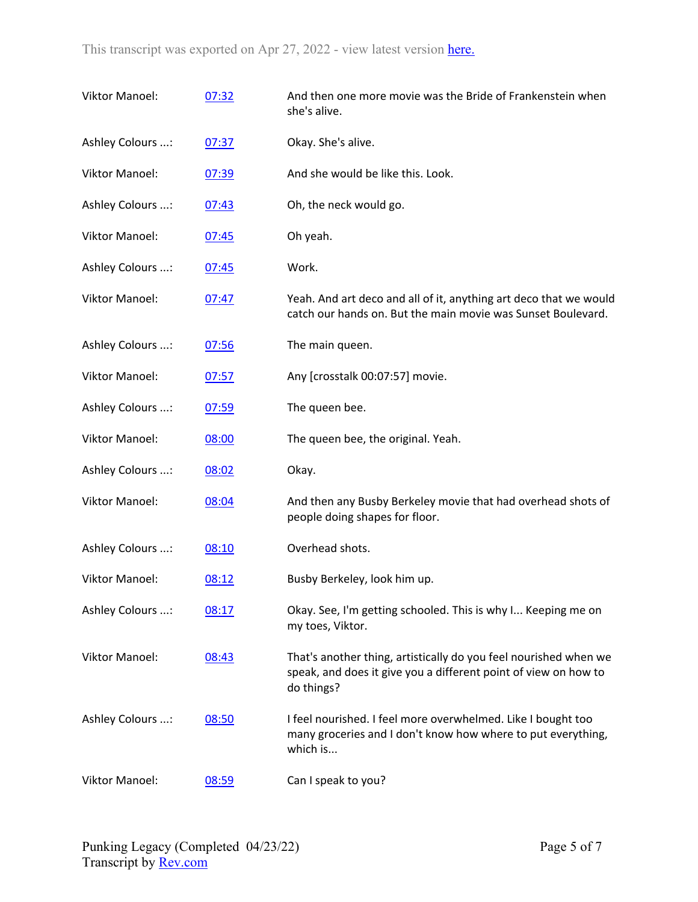| Speaker | Time | Text |
|---|---|---|
| Viktor Manoel: | 07:32 | And then one more movie was the Bride of Frankenstein when she's alive. |
| Ashley Colours ...: | 07:37 | Okay. She's alive. |
| Viktor Manoel: | 07:39 | And she would be like this. Look. |
| Ashley Colours ...: | 07:43 | Oh, the neck would go. |
| Viktor Manoel: | 07:45 | Oh yeah. |
| Ashley Colours ...: | 07:45 | Work. |
| Viktor Manoel: | 07:47 | Yeah. And art deco and all of it, anything art deco that we would catch our hands on. But the main movie was Sunset Boulevard. |
| Ashley Colours ...: | 07:56 | The main queen. |
| Viktor Manoel: | 07:57 | Any [crosstalk 00:07:57] movie. |
| Ashley Colours ...: | 07:59 | The queen bee. |
| Viktor Manoel: | 08:00 | The queen bee, the original. Yeah. |
| Ashley Colours ...: | 08:02 | Okay. |
| Viktor Manoel: | 08:04 | And then any Busby Berkeley movie that had overhead shots of people doing shapes for floor. |
| Ashley Colours ...: | 08:10 | Overhead shots. |
| Viktor Manoel: | 08:12 | Busby Berkeley, look him up. |
| Ashley Colours ...: | 08:17 | Okay. See, I'm getting schooled. This is why I... Keeping me on my toes, Viktor. |
| Viktor Manoel: | 08:43 | That's another thing, artistically do you feel nourished when we speak, and does it give you a different point of view on how to do things? |
| Ashley Colours ...: | 08:50 | I feel nourished. I feel more overwhelmed. Like I bought too many groceries and I don't know how where to put everything, which is... |
| Viktor Manoel: | 08:59 | Can I speak to you? |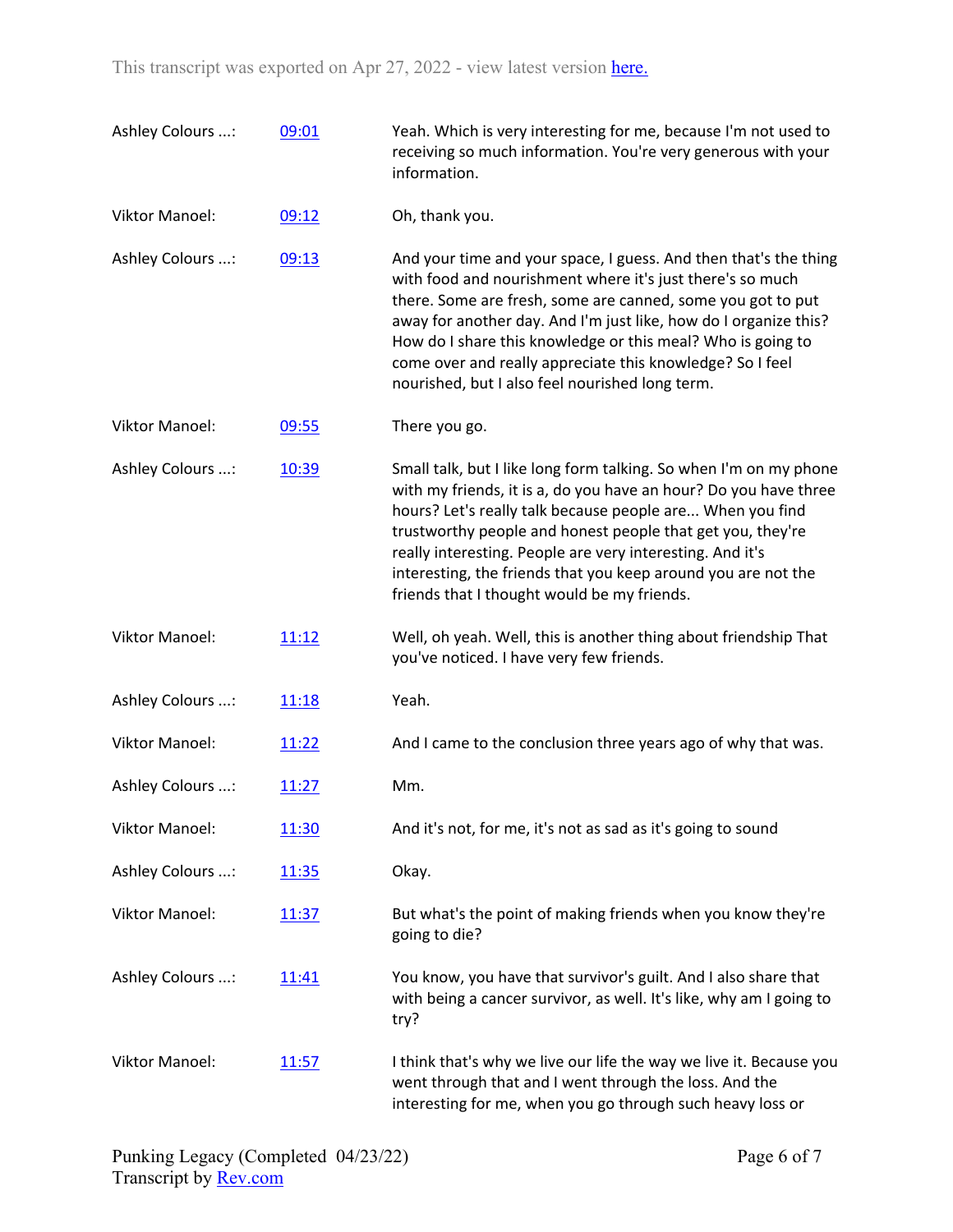| | | |
|---|---|---|
| Ashley Colours ...: | 09:01 | Yeah. Which is very interesting for me, because I'm not used to receiving so much information. You're very generous with your information. |
| Viktor Manoel: | 09:12 | Oh, thank you. |
| Ashley Colours ...: | 09:13 | And your time and your space, I guess. And then that's the thing with food and nourishment where it's just there's so much there. Some are fresh, some are canned, some you got to put away for another day. And I'm just like, how do I organize this? How do I share this knowledge or this meal? Who is going to come over and really appreciate this knowledge? So I feel nourished, but I also feel nourished long term. |
| Viktor Manoel: | 09:55 | There you go. |
| Ashley Colours ...: | 10:39 | Small talk, but I like long form talking. So when I'm on my phone with my friends, it is a, do you have an hour? Do you have three hours? Let's really talk because people are... When you find trustworthy people and honest people that get you, they're really interesting. People are very interesting. And it's interesting, the friends that you keep around you are not the friends that I thought would be my friends. |
| Viktor Manoel: | 11:12 | Well, oh yeah. Well, this is another thing about friendship That you've noticed. I have very few friends. |
| Ashley Colours ...: | 11:18 | Yeah. |
| Viktor Manoel: | 11:22 | And I came to the conclusion three years ago of why that was. |
| Ashley Colours ...: | 11:27 | Mm. |
| Viktor Manoel: | 11:30 | And it's not, for me, it's not as sad as it's going to sound |
| Ashley Colours ...: | 11:35 | Okay. |
| Viktor Manoel: | 11:37 | But what's the point of making friends when you know they're going to die? |
| Ashley Colours ...: | 11:41 | You know, you have that survivor's guilt. And I also share that with being a cancer survivor, as well. It's like, why am I going to try? |
| Viktor Manoel: | 11:57 | I think that's why we live our life the way we live it. Because you went through that and I went through the loss. And the interesting for me, when you go through such heavy loss or |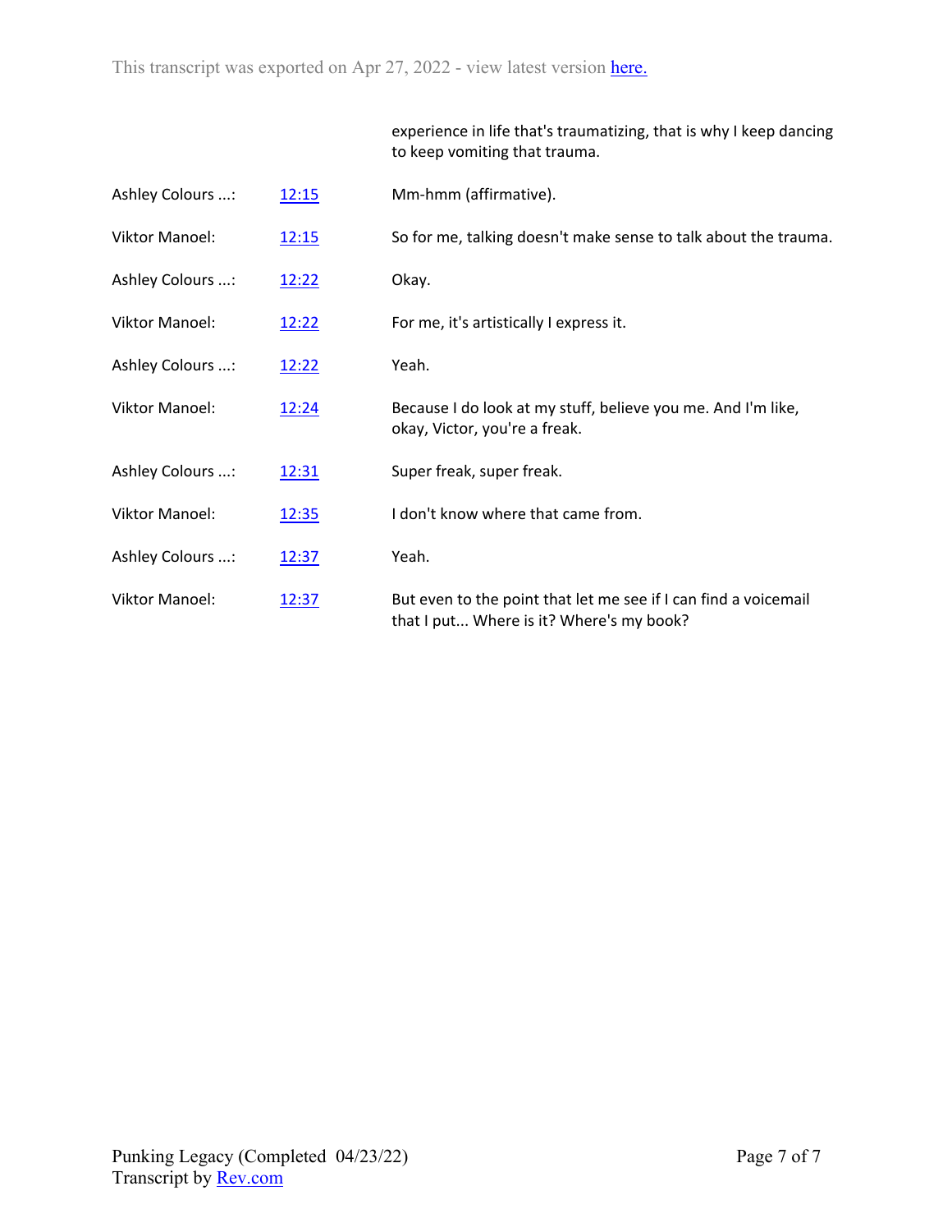| | | |
|---|---|---|
| | | experience in life that's traumatizing, that is why I keep dancing to keep vomiting that trauma. |
| Ashley Colours ...: | 12:15 | Mm-hmm (affirmative). |
| Viktor Manoel: | 12:15 | So for me, talking doesn't make sense to talk about the trauma. |
| Ashley Colours ...: | 12:22 | Okay. |
| Viktor Manoel: | 12:22 | For me, it's artistically I express it. |
| Ashley Colours ...: | 12:22 | Yeah. |
| Viktor Manoel: | 12:24 | Because I do look at my stuff, believe you me. And I'm like, okay, Victor, you're a freak. |
| Ashley Colours ...: | 12:31 | Super freak, super freak. |
| Viktor Manoel: | 12:35 | I don't know where that came from. |
| Ashley Colours ...: | 12:37 | Yeah. |
| Viktor Manoel: | 12:37 | But even to the point that let me see if I can find a voicemail that I put... Where is it? Where's my book? |